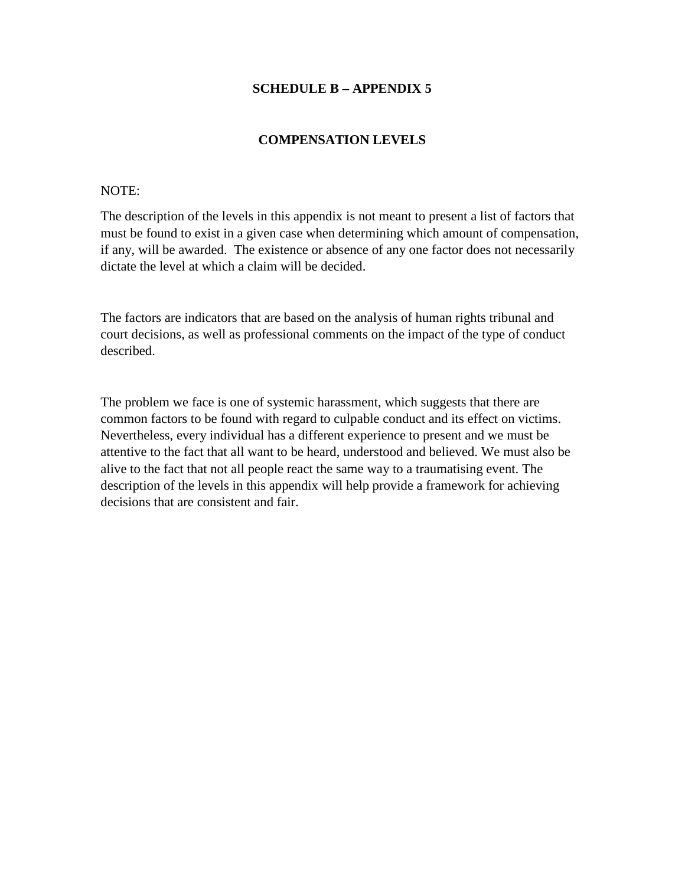# SCHEDULE B – APPENDIX 5

## COMPENSATION LEVELS

NOTE:

The description of the levels in this appendix is not meant to present a list of factors that must be found to exist in a given case when determining which amount of compensation, if any, will be awarded. The existence or absence of any one factor does not necessarily dictate the level at which a claim will be decided.

The factors are indicators that are based on the analysis of human rights tribunal and court decisions, as well as professional comments on the impact of the type of conduct described.

The problem we face is one of systemic harassment, which suggests that there are common factors to be found with regard to culpable conduct and its effect on victims. Nevertheless, every individual has a different experience to present and we must be attentive to the fact that all want to be heard, understood and believed. We must also be alive to the fact that not all people react the same way to a traumatising event. The description of the levels in this appendix will help provide a framework for achieving decisions that are consistent and fair.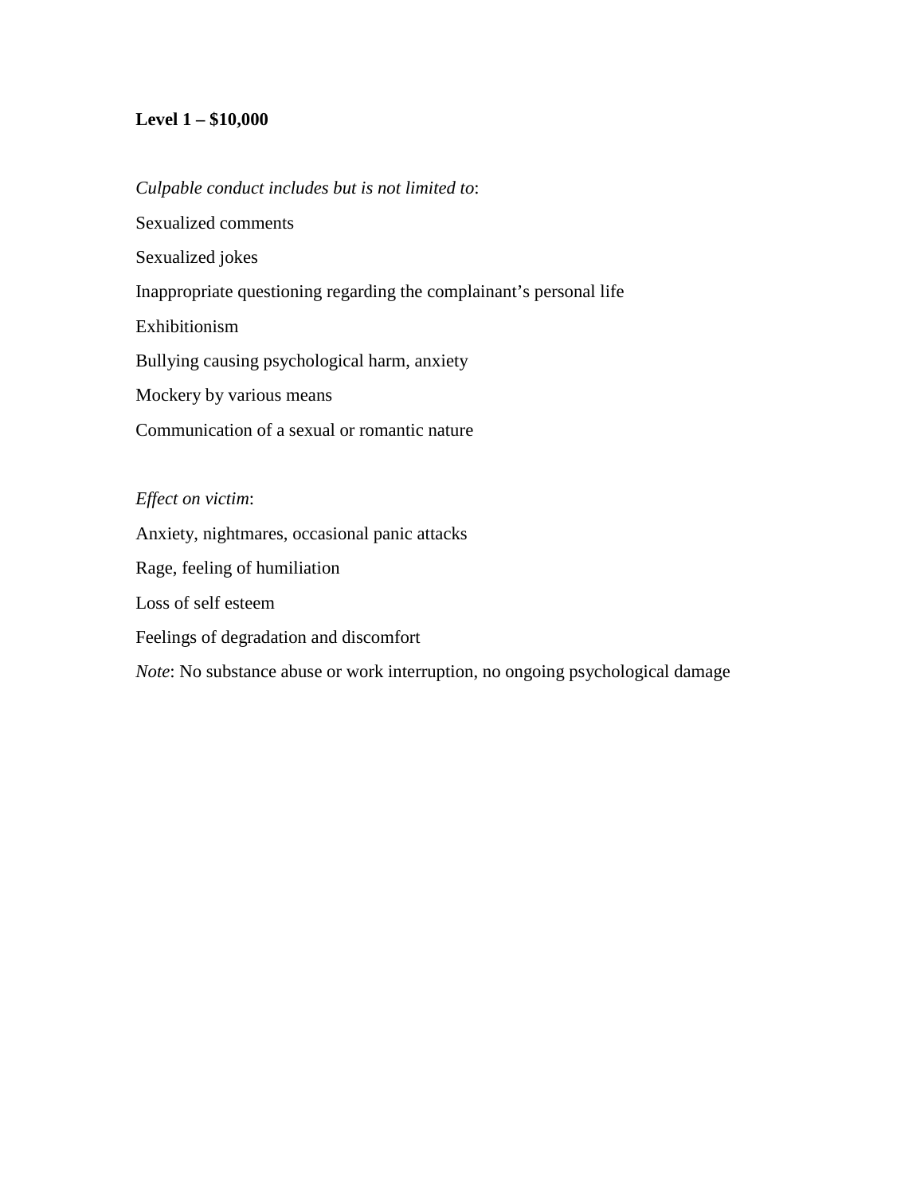**Level 1 – $10,000**

*Culpable conduct includes but is not limited to*:

Sexualized comments

Sexualized jokes

Inappropriate questioning regarding the complainant's personal life

Exhibitionism

Bullying causing psychological harm, anxiety

Mockery by various means

Communication of a sexual or romantic nature

*Effect on victim*:

Anxiety, nightmares, occasional panic attacks

Rage, feeling of humiliation

Loss of self esteem

Feelings of degradation and discomfort

*Note*: No substance abuse or work interruption, no ongoing psychological damage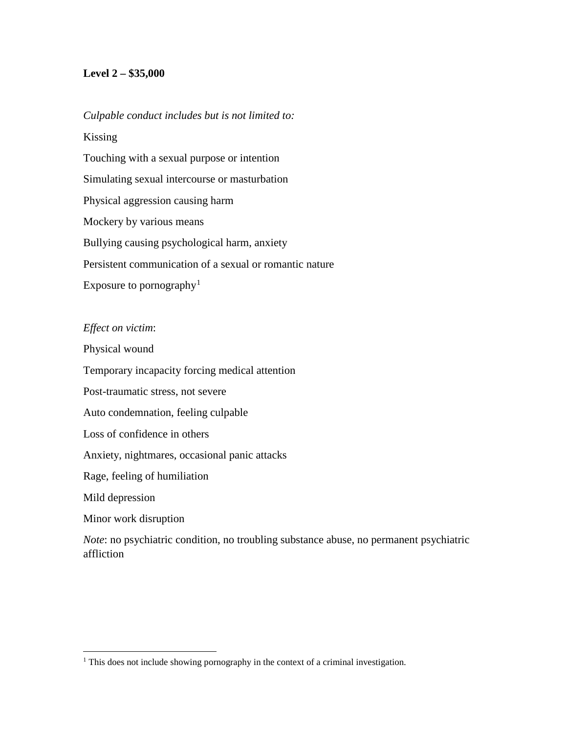**Level 2 – $35,000**

*Culpable conduct includes but is not limited to:*

Kissing

Touching with a sexual purpose or intention

Simulating sexual intercourse or masturbation

Physical aggression causing harm

Mockery by various means

Bullying causing psychological harm, anxiety

Persistent communication of a sexual or romantic nature

Exposure to pornography[1]

*Effect on victim*:

Physical wound

Temporary incapacity forcing medical attention

Post-traumatic stress, not severe

Auto condemnation, feeling culpable

Loss of confidence in others

Anxiety, nightmares, occasional panic attacks

Rage, feeling of humiliation

Mild depression

Minor work disruption

*Note*: no psychiatric condition, no troubling substance abuse, no permanent psychiatric affliction

---

[1] This does not include showing pornography in the context of a criminal investigation.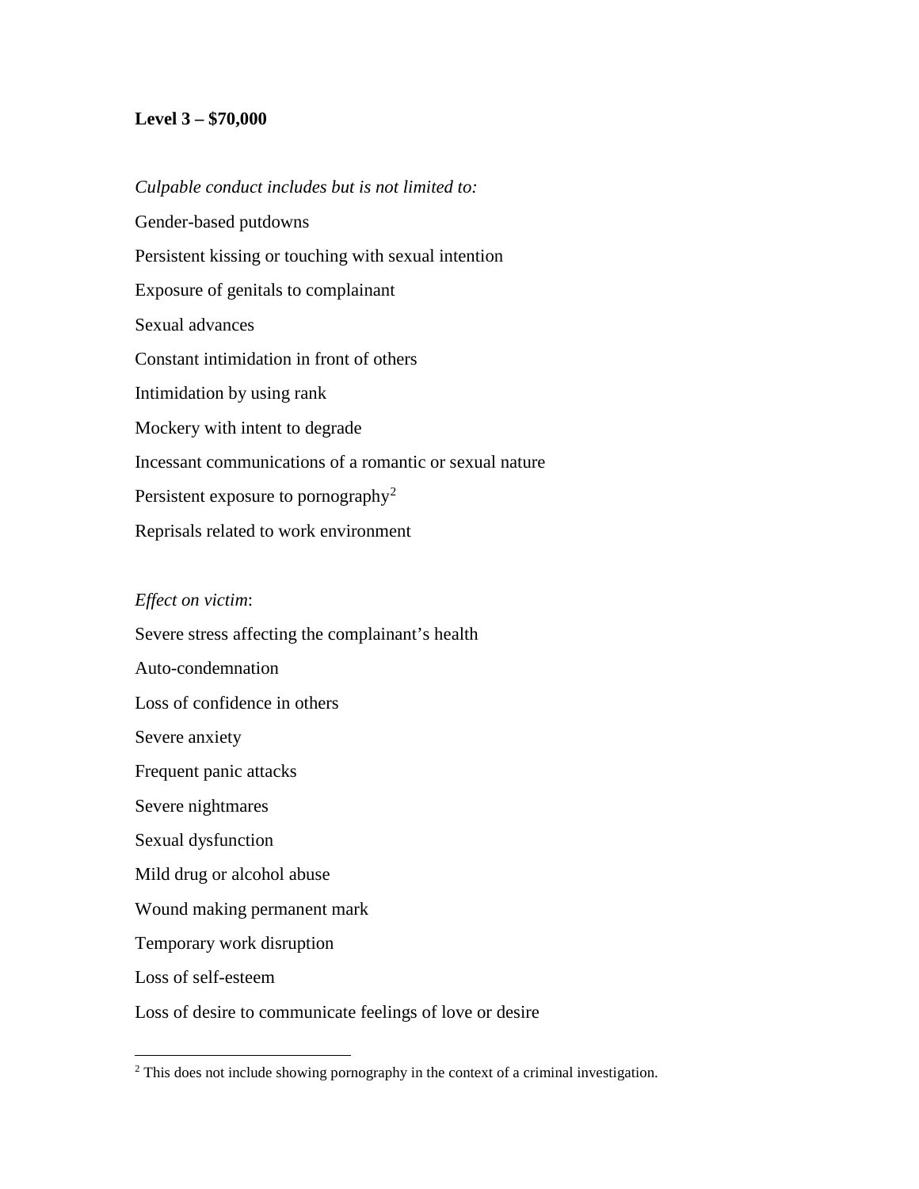**Level 3 – $70,000**

*Culpable conduct includes but is not limited to:*

Gender-based putdowns

Persistent kissing or touching with sexual intention

Exposure of genitals to complainant

Sexual advances

Constant intimidation in front of others

Intimidation by using rank

Mockery with intent to degrade

Incessant communications of a romantic or sexual nature

Persistent exposure to pornography[2]

Reprisals related to work environment

*Effect on victim*:

Severe stress affecting the complainant's health

Auto-condemnation

Loss of confidence in others

Severe anxiety

Frequent panic attacks

Severe nightmares

Sexual dysfunction

Mild drug or alcohol abuse

Wound making permanent mark

Temporary work disruption

Loss of self-esteem

Loss of desire to communicate feelings of love or desire

---

[2] This does not include showing pornography in the context of a criminal investigation.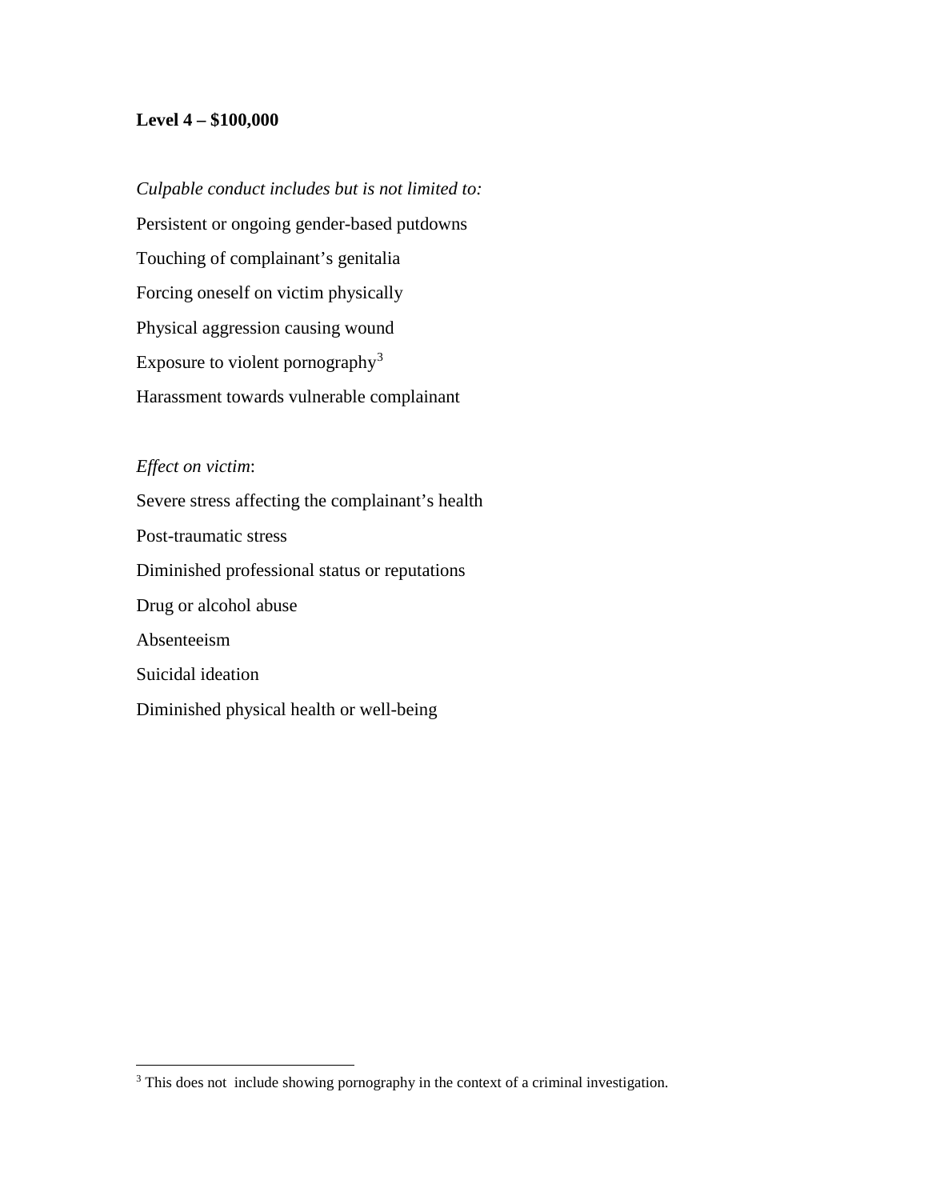**Level 4 – $100,000**

*Culpable conduct includes but is not limited to:*

Persistent or ongoing gender-based putdowns

Touching of complainant's genitalia

Forcing oneself on victim physically

Physical aggression causing wound

Exposure to violent pornography[3]

Harassment towards vulnerable complainant

*Effect on victim*:

Severe stress affecting the complainant's health

Post-traumatic stress

Diminished professional status or reputations

Drug or alcohol abuse

Absenteeism

Suicidal ideation

Diminished physical health or well-being

[3] This does not include showing pornography in the context of a criminal investigation.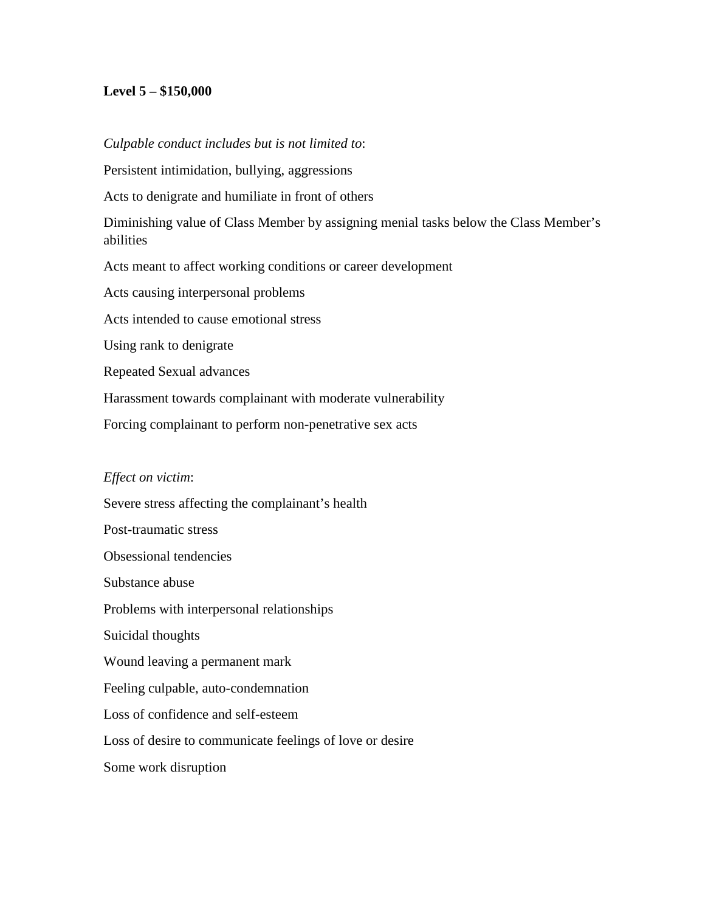**Level 5 – $150,000**

*Culpable conduct includes but is not limited to*:

Persistent intimidation, bullying, aggressions

Acts to denigrate and humiliate in front of others

Diminishing value of Class Member by assigning menial tasks below the Class Member's abilities

Acts meant to affect working conditions or career development

Acts causing interpersonal problems

Acts intended to cause emotional stress

Using rank to denigrate

Repeated Sexual advances

Harassment towards complainant with moderate vulnerability

Forcing complainant to perform non-penetrative sex acts

*Effect on victim*:

Severe stress affecting the complainant's health

Post-traumatic stress

Obsessional tendencies

Substance abuse

Problems with interpersonal relationships

Suicidal thoughts

Wound leaving a permanent mark

Feeling culpable, auto-condemnation

Loss of confidence and self-esteem

Loss of desire to communicate feelings of love or desire

Some work disruption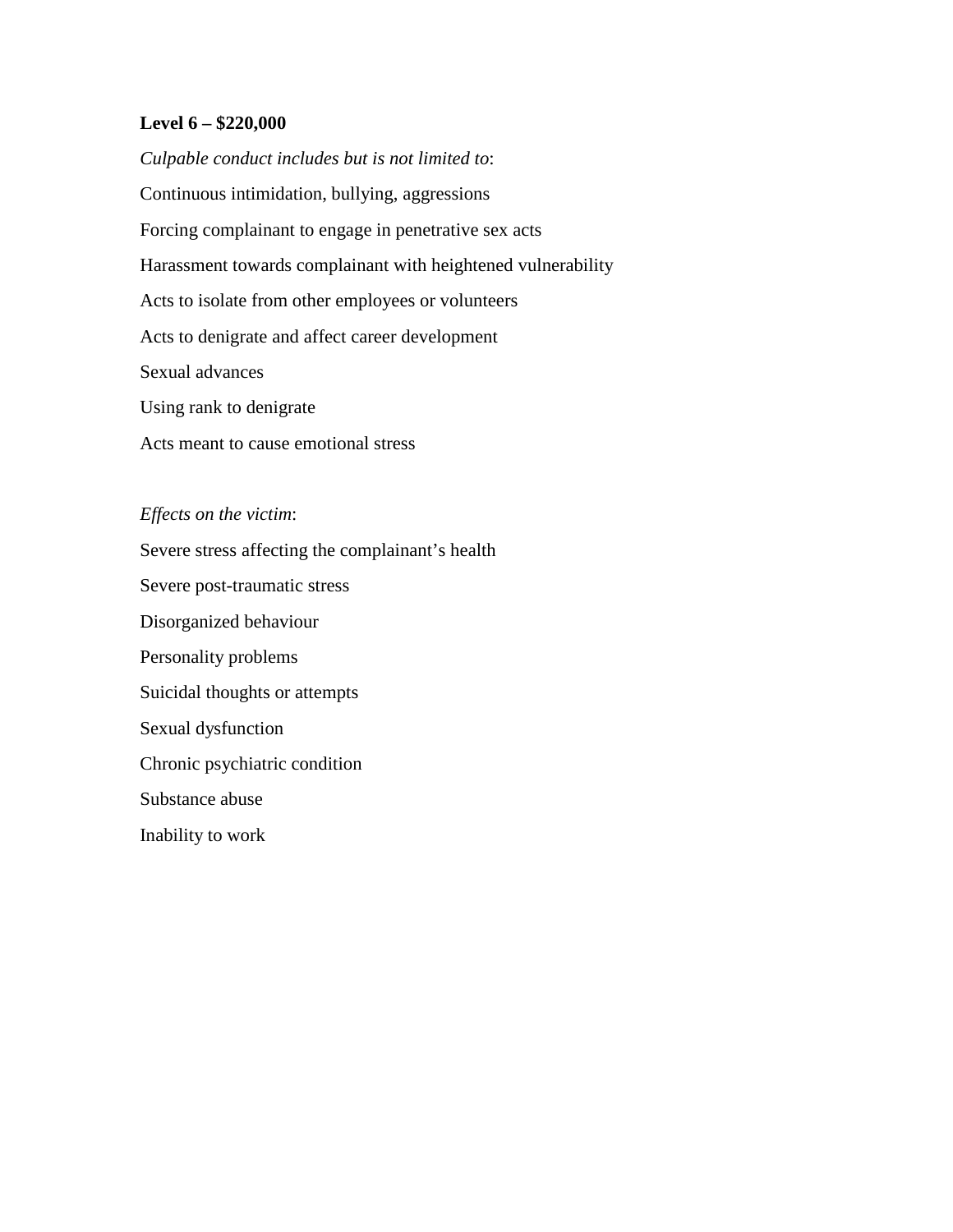**Level 6 – $220,000**

*Culpable conduct includes but is not limited to*:

Continuous intimidation, bullying, aggressions

Forcing complainant to engage in penetrative sex acts

Harassment towards complainant with heightened vulnerability

Acts to isolate from other employees or volunteers

Acts to denigrate and affect career development

Sexual advances

Using rank to denigrate

Acts meant to cause emotional stress

*Effects on the victim*:

Severe stress affecting the complainant's health

Severe post-traumatic stress

Disorganized behaviour

Personality problems

Suicidal thoughts or attempts

Sexual dysfunction

Chronic psychiatric condition

Substance abuse

Inability to work